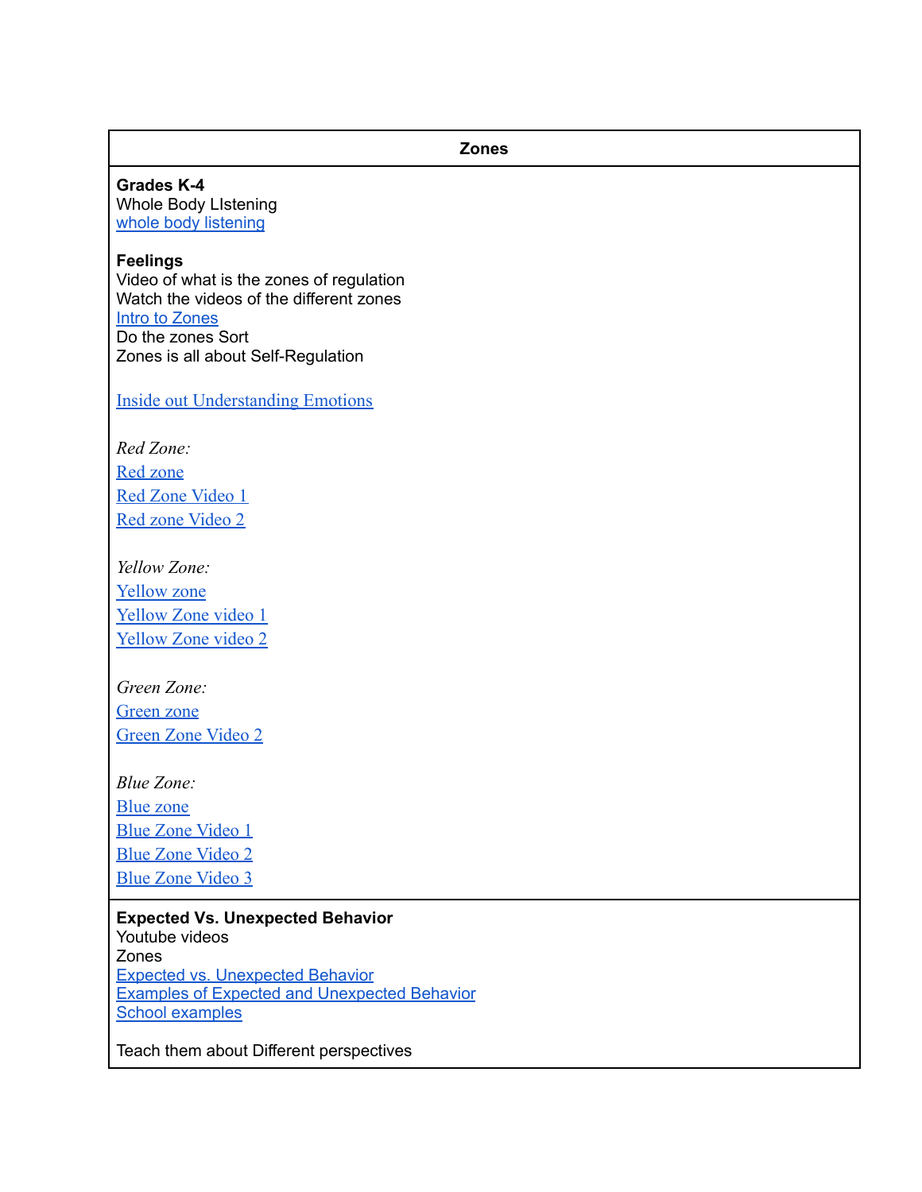| Zones |
| --- |
| **Grades K-4**<br>Whole Body LIstening<br>whole body listening<br><br>**Feelings**<br>Video of what is the zones of regulation<br>Watch the videos of the different zones<br>Intro to Zones<br>Do the zones Sort<br>Zones is all about Self-Regulation<br><br>Inside out Understanding Emotions<br><br>*Red Zone:*<br>Red zone<br>Red Zone Video 1<br>Red zone Video 2<br><br>*Yellow Zone:*<br>Yellow zone<br>Yellow Zone video 1<br>Yellow Zone video 2<br><br>*Green Zone:*<br>Green zone<br>Green Zone Video 2<br><br>*Blue Zone:*<br>Blue zone<br>Blue Zone Video 1<br>Blue Zone Video 2<br>Blue Zone Video 3 |
| **Expected Vs. Unexpected Behavior**<br>Youtube videos<br>Zones<br>Expected vs. Unexpected Behavior<br>Examples of Expected and Unexpected Behavior<br>School examples<br><br>Teach them about Different perspectives |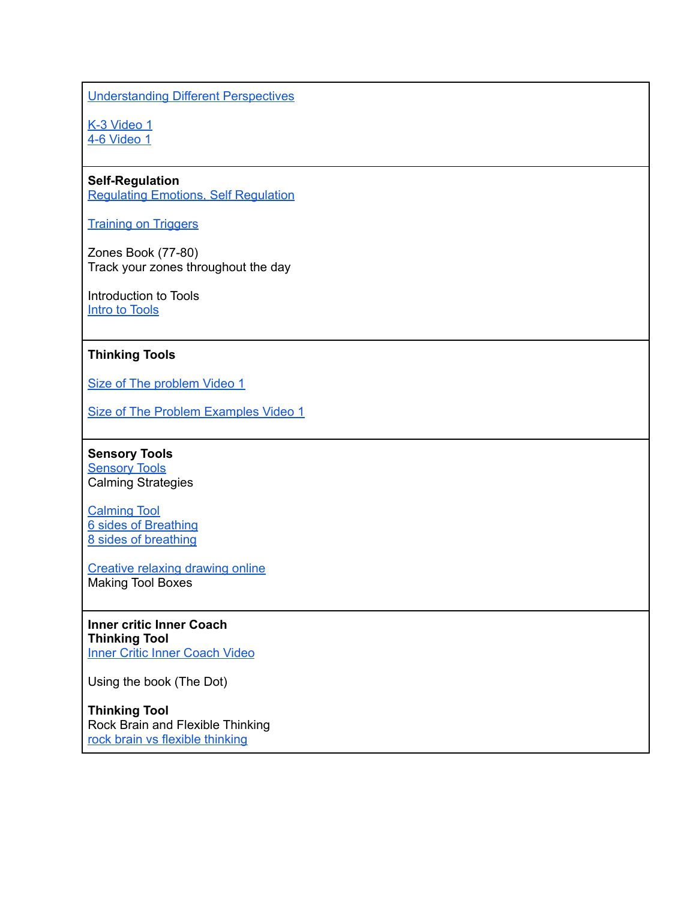| |
|---|
| Understanding Different Perspectives<br><br>K-3 Video 1<br>4-6 Video 1 |
| **Self-Regulation**<br>Regulating Emotions, Self Regulation<br><br>Training on Triggers<br><br>Zones Book (77-80)<br>Track your zones throughout the day<br><br>Introduction to Tools<br>Intro to Tools |
| **Thinking Tools**<br><br>Size of The problem Video 1<br><br>Size of The Problem Examples Video 1 |
| **Sensory Tools**<br>Sensory Tools<br>Calming Strategies<br><br>Calming Tool<br>6 sides of Breathing<br>8 sides of breathing<br><br>Creative relaxing drawing online<br>Making Tool Boxes |
| **Inner critic Inner Coach**<br>**Thinking Tool**<br>Inner Critic Inner Coach Video<br><br>Using the book (The Dot)<br><br>**Thinking Tool**<br>Rock Brain and Flexible Thinking<br>rock brain vs flexible thinking |